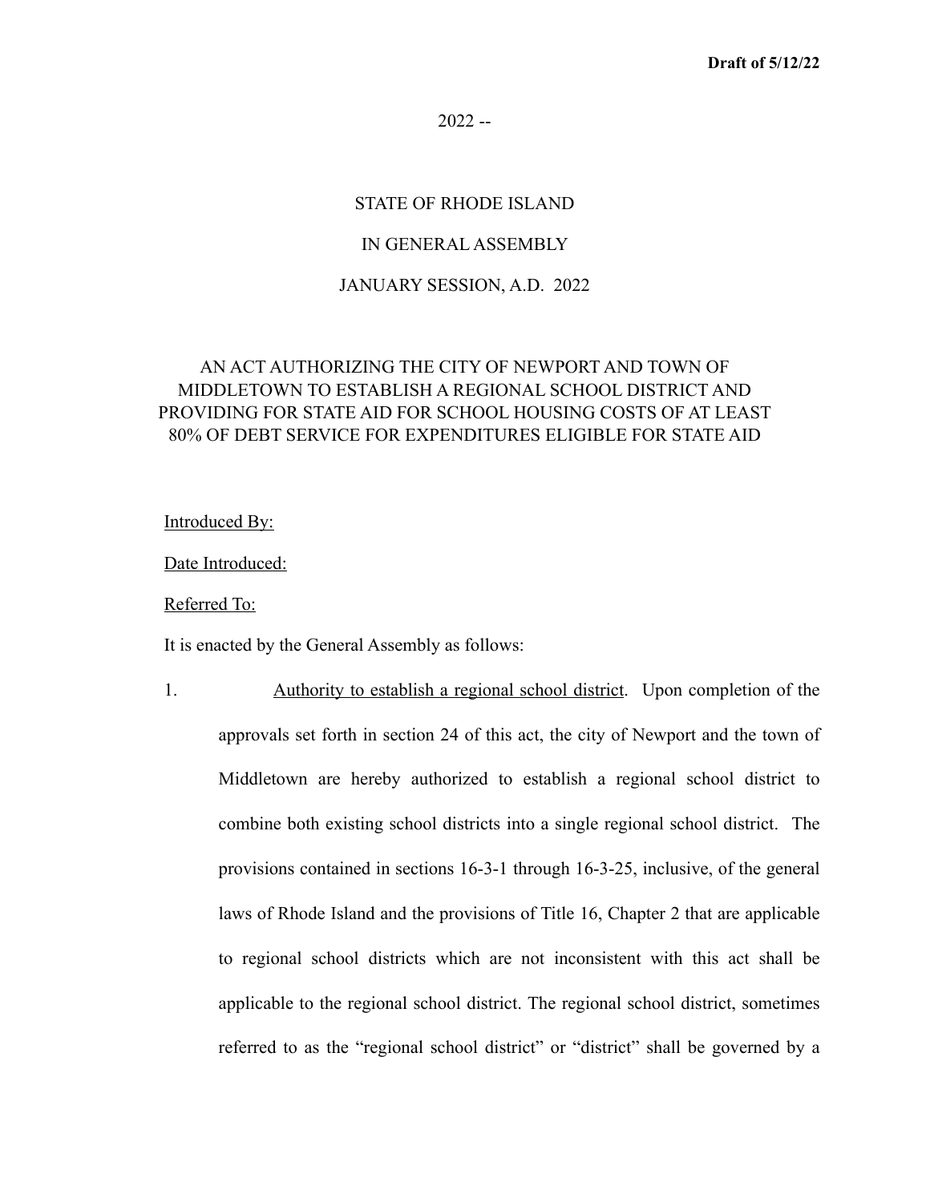**Draft of 5/12/22**

2022 --

STATE OF RHODE ISLAND

IN GENERAL ASSEMBLY

JANUARY SESSION, A.D. 2022

AN ACT AUTHORIZING THE CITY OF NEWPORT AND TOWN OF MIDDLETOWN TO ESTABLISH A REGIONAL SCHOOL DISTRICT AND PROVIDING FOR STATE AID FOR SCHOOL HOUSING COSTS OF AT LEAST 80% OF DEBT SERVICE FOR EXPENDITURES ELIGIBLE FOR STATE AID

<u>Introduced By:</u>

<u>Date Introduced:</u>

<u>Referred To:</u>

It is enacted by the General Assembly as follows:

1. <u>Authority to establish a regional school district</u>. Upon completion of the approvals set forth in section 24 of this act, the city of Newport and the town of Middletown are hereby authorized to establish a regional school district to combine both existing school districts into a single regional school district. The provisions contained in sections 16-3-1 through 16-3-25, inclusive, of the general laws of Rhode Island and the provisions of Title 16, Chapter 2 that are applicable to regional school districts which are not inconsistent with this act shall be applicable to the regional school district. The regional school district, sometimes referred to as the "regional school district" or "district" shall be governed by a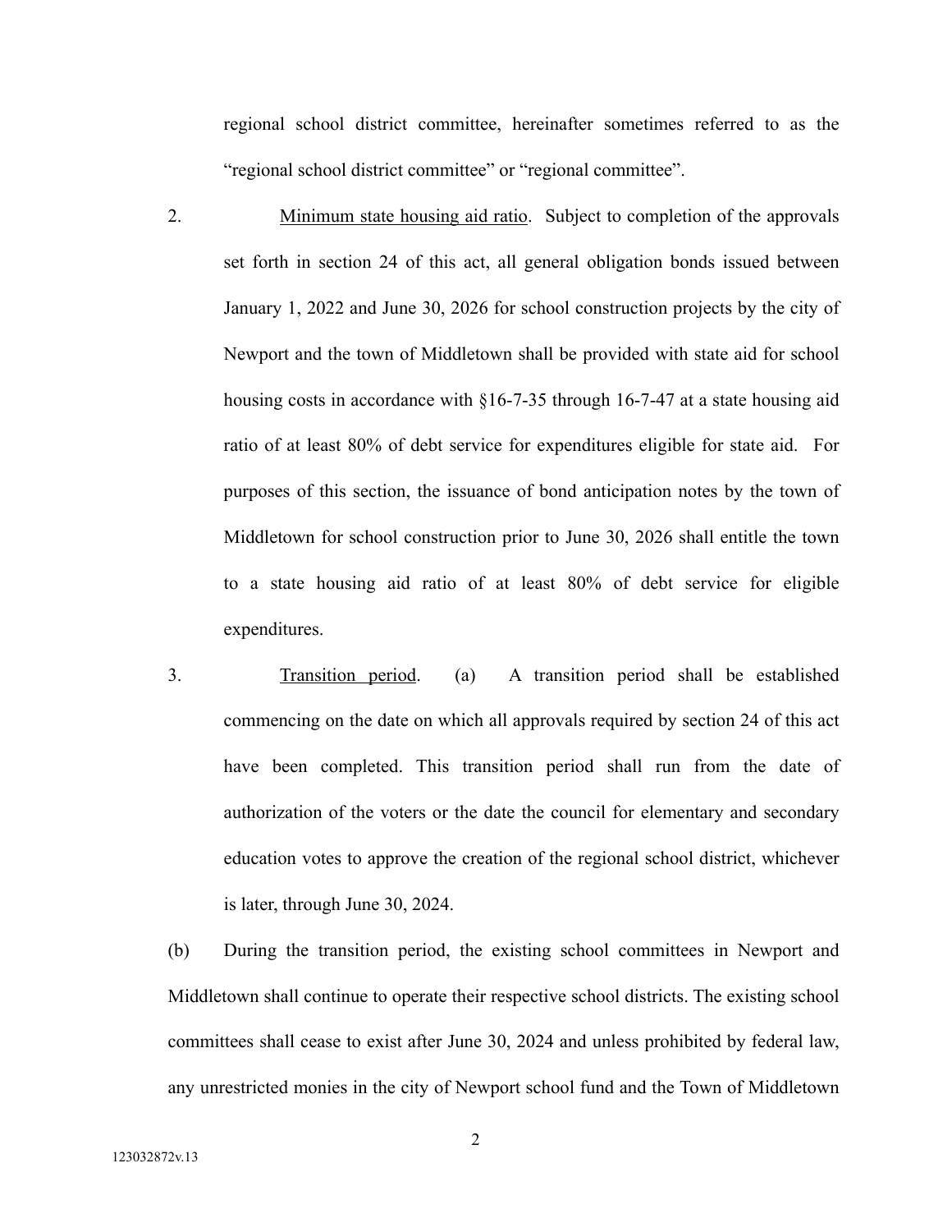regional school district committee, hereinafter sometimes referred to as the "regional school district committee" or "regional committee".

2. Minimum state housing aid ratio. Subject to completion of the approvals set forth in section 24 of this act, all general obligation bonds issued between January 1, 2022 and June 30, 2026 for school construction projects by the city of Newport and the town of Middletown shall be provided with state aid for school housing costs in accordance with §16-7-35 through 16-7-47 at a state housing aid ratio of at least 80% of debt service for expenditures eligible for state aid. For purposes of this section, the issuance of bond anticipation notes by the town of Middletown for school construction prior to June 30, 2026 shall entitle the town to a state housing aid ratio of at least 80% of debt service for eligible expenditures.

3. Transition period. (a) A transition period shall be established commencing on the date on which all approvals required by section 24 of this act have been completed. This transition period shall run from the date of authorization of the voters or the date the council for elementary and secondary education votes to approve the creation of the regional school district, whichever is later, through June 30, 2024.

(b) During the transition period, the existing school committees in Newport and Middletown shall continue to operate their respective school districts. The existing school committees shall cease to exist after June 30, 2024 and unless prohibited by federal law, any unrestricted monies in the city of Newport school fund and the Town of Middletown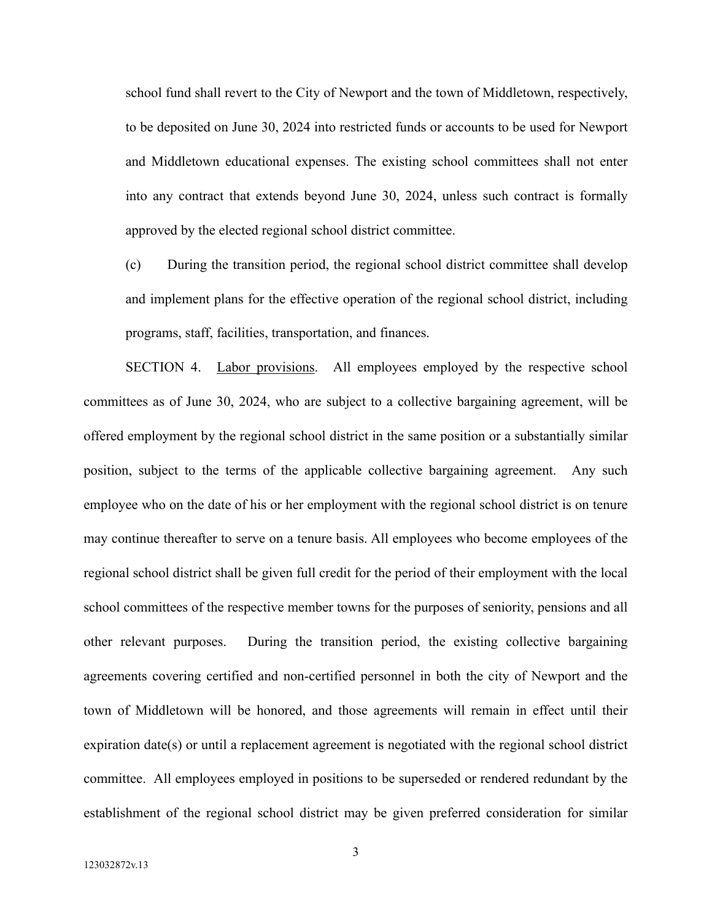school fund shall revert to the City of Newport and the town of Middletown, respectively, to be deposited on June 30, 2024 into restricted funds or accounts to be used for Newport and Middletown educational expenses. The existing school committees shall not enter into any contract that extends beyond June 30, 2024, unless such contract is formally approved by the elected regional school district committee.

(c) During the transition period, the regional school district committee shall develop and implement plans for the effective operation of the regional school district, including programs, staff, facilities, transportation, and finances.

SECTION 4. Labor provisions. All employees employed by the respective school committees as of June 30, 2024, who are subject to a collective bargaining agreement, will be offered employment by the regional school district in the same position or a substantially similar position, subject to the terms of the applicable collective bargaining agreement. Any such employee who on the date of his or her employment with the regional school district is on tenure may continue thereafter to serve on a tenure basis. All employees who become employees of the regional school district shall be given full credit for the period of their employment with the local school committees of the respective member towns for the purposes of seniority, pensions and all other relevant purposes. During the transition period, the existing collective bargaining agreements covering certified and non-certified personnel in both the city of Newport and the town of Middletown will be honored, and those agreements will remain in effect until their expiration date(s) or until a replacement agreement is negotiated with the regional school district committee. All employees employed in positions to be superseded or rendered redundant by the establishment of the regional school district may be given preferred consideration for similar

123032872v.13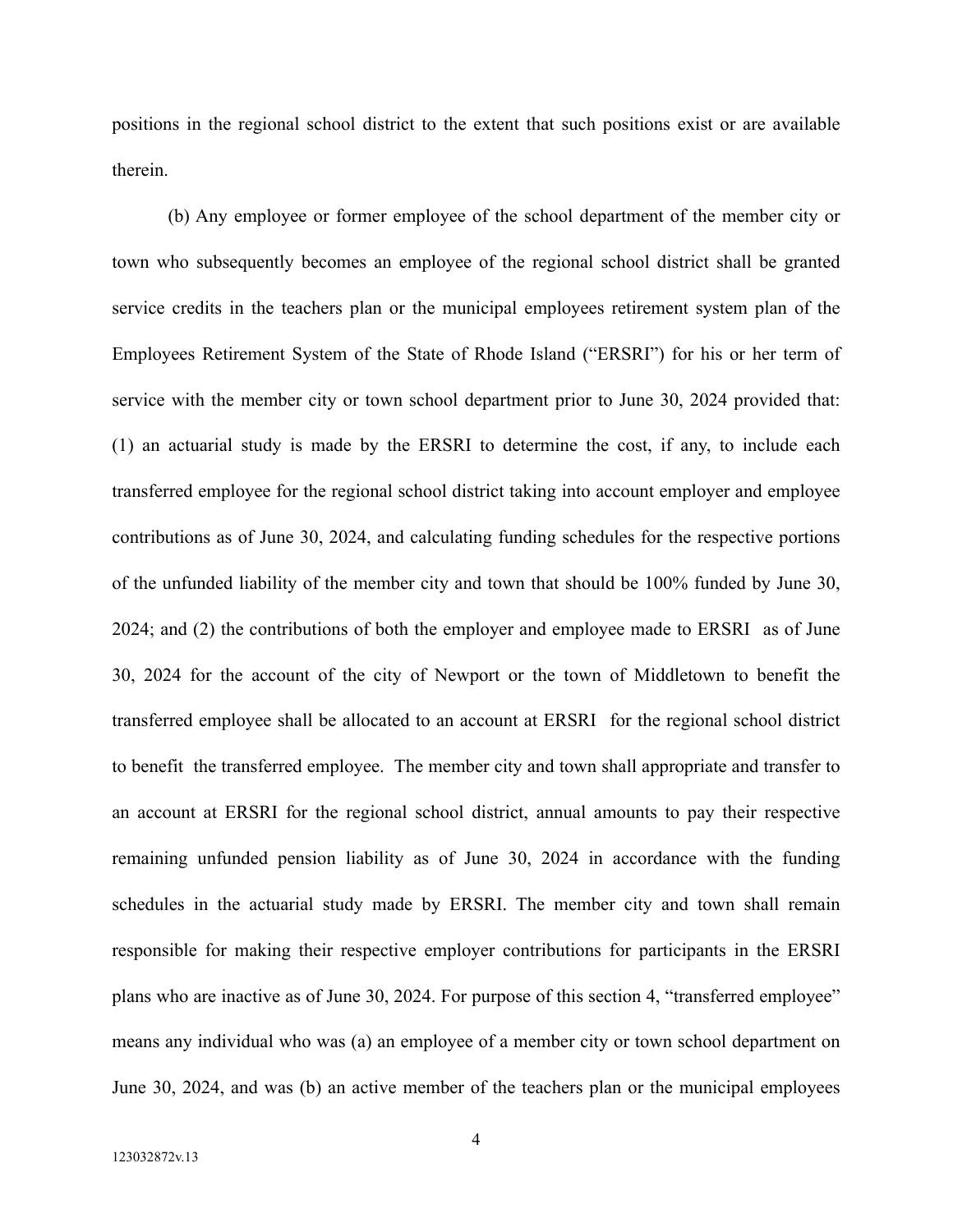positions in the regional school district to the extent that such positions exist or are available therein.

(b) Any employee or former employee of the school department of the member city or town who subsequently becomes an employee of the regional school district shall be granted service credits in the teachers plan or the municipal employees retirement system plan of the Employees Retirement System of the State of Rhode Island ("ERSRI") for his or her term of service with the member city or town school department prior to June 30, 2024 provided that: (1) an actuarial study is made by the ERSRI to determine the cost, if any, to include each transferred employee for the regional school district taking into account employer and employee contributions as of June 30, 2024, and calculating funding schedules for the respective portions of the unfunded liability of the member city and town that should be 100% funded by June 30, 2024; and (2) the contributions of both the employer and employee made to ERSRI as of June 30, 2024 for the account of the city of Newport or the town of Middletown to benefit the transferred employee shall be allocated to an account at ERSRI for the regional school district to benefit the transferred employee. The member city and town shall appropriate and transfer to an account at ERSRI for the regional school district, annual amounts to pay their respective remaining unfunded pension liability as of June 30, 2024 in accordance with the funding schedules in the actuarial study made by ERSRI. The member city and town shall remain responsible for making their respective employer contributions for participants in the ERSRI plans who are inactive as of June 30, 2024. For purpose of this section 4, "transferred employee" means any individual who was (a) an employee of a member city or town school department on June 30, 2024, and was (b) an active member of the teachers plan or the municipal employees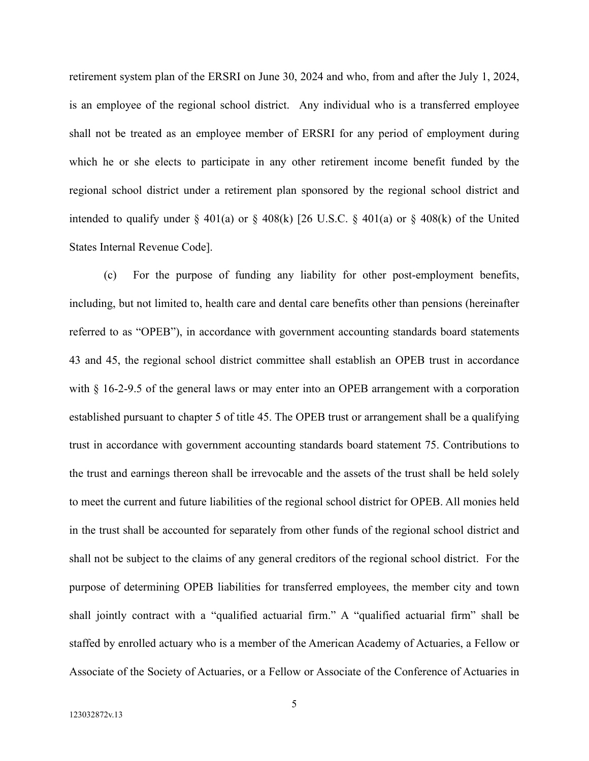retirement system plan of the ERSRI on June 30, 2024 and who, from and after the July 1, 2024, is an employee of the regional school district. Any individual who is a transferred employee shall not be treated as an employee member of ERSRI for any period of employment during which he or she elects to participate in any other retirement income benefit funded by the regional school district under a retirement plan sponsored by the regional school district and intended to qualify under § 401(a) or § 408(k) [26 U.S.C. § 401(a) or § 408(k) of the United States Internal Revenue Code].

(c) For the purpose of funding any liability for other post-employment benefits, including, but not limited to, health care and dental care benefits other than pensions (hereinafter referred to as "OPEB"), in accordance with government accounting standards board statements 43 and 45, the regional school district committee shall establish an OPEB trust in accordance with § 16-2-9.5 of the general laws or may enter into an OPEB arrangement with a corporation established pursuant to chapter 5 of title 45. The OPEB trust or arrangement shall be a qualifying trust in accordance with government accounting standards board statement 75. Contributions to the trust and earnings thereon shall be irrevocable and the assets of the trust shall be held solely to meet the current and future liabilities of the regional school district for OPEB. All monies held in the trust shall be accounted for separately from other funds of the regional school district and shall not be subject to the claims of any general creditors of the regional school district. For the purpose of determining OPEB liabilities for transferred employees, the member city and town shall jointly contract with a "qualified actuarial firm." A "qualified actuarial firm" shall be staffed by enrolled actuary who is a member of the American Academy of Actuaries, a Fellow or Associate of the Society of Actuaries, or a Fellow or Associate of the Conference of Actuaries in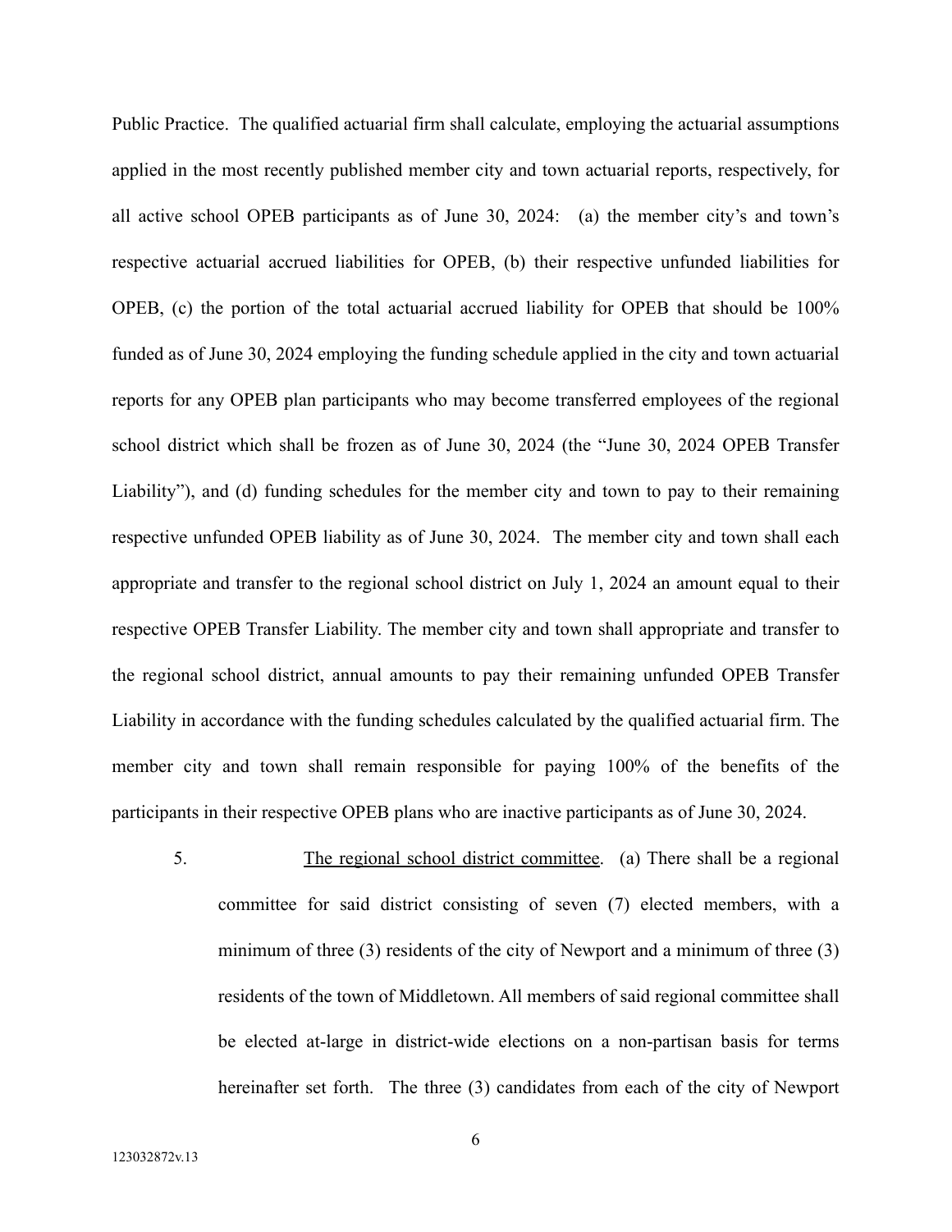Public Practice. The qualified actuarial firm shall calculate, employing the actuarial assumptions applied in the most recently published member city and town actuarial reports, respectively, for all active school OPEB participants as of June 30, 2024: (a) the member city's and town's respective actuarial accrued liabilities for OPEB, (b) their respective unfunded liabilities for OPEB, (c) the portion of the total actuarial accrued liability for OPEB that should be 100% funded as of June 30, 2024 employing the funding schedule applied in the city and town actuarial reports for any OPEB plan participants who may become transferred employees of the regional school district which shall be frozen as of June 30, 2024 (the "June 30, 2024 OPEB Transfer Liability"), and (d) funding schedules for the member city and town to pay to their remaining respective unfunded OPEB liability as of June 30, 2024. The member city and town shall each appropriate and transfer to the regional school district on July 1, 2024 an amount equal to their respective OPEB Transfer Liability. The member city and town shall appropriate and transfer to the regional school district, annual amounts to pay their remaining unfunded OPEB Transfer Liability in accordance with the funding schedules calculated by the qualified actuarial firm. The member city and town shall remain responsible for paying 100% of the benefits of the participants in their respective OPEB plans who are inactive participants as of June 30, 2024.

5. The regional school district committee. (a) There shall be a regional committee for said district consisting of seven (7) elected members, with a minimum of three (3) residents of the city of Newport and a minimum of three (3) residents of the town of Middletown. All members of said regional committee shall be elected at-large in district-wide elections on a non-partisan basis for terms hereinafter set forth. The three (3) candidates from each of the city of Newport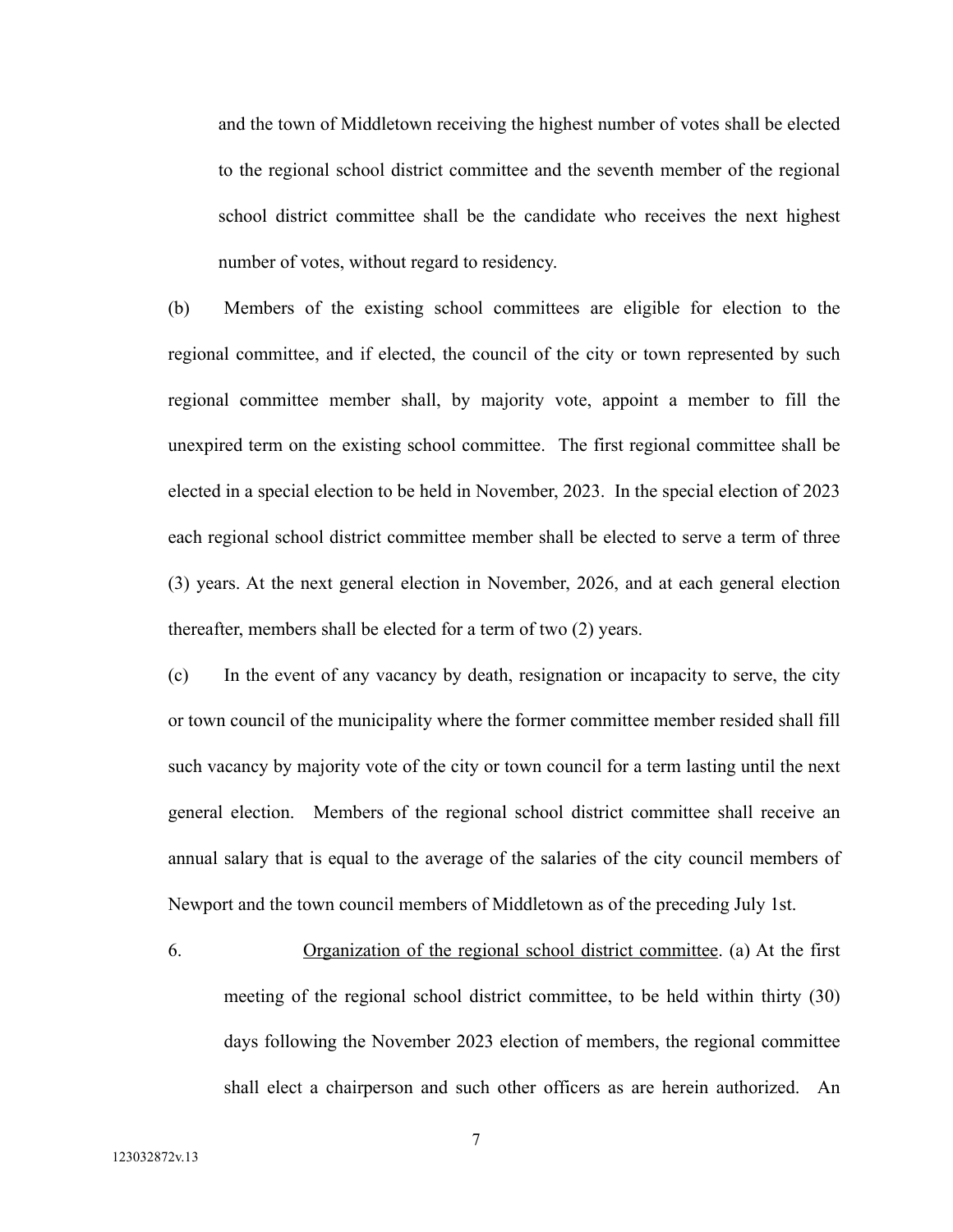and the town of Middletown receiving the highest number of votes shall be elected to the regional school district committee and the seventh member of the regional school district committee shall be the candidate who receives the next highest number of votes, without regard to residency.

(b) Members of the existing school committees are eligible for election to the regional committee, and if elected, the council of the city or town represented by such regional committee member shall, by majority vote, appoint a member to fill the unexpired term on the existing school committee. The first regional committee shall be elected in a special election to be held in November, 2023. In the special election of 2023 each regional school district committee member shall be elected to serve a term of three (3) years. At the next general election in November, 2026, and at each general election thereafter, members shall be elected for a term of two (2) years.

(c) In the event of any vacancy by death, resignation or incapacity to serve, the city or town council of the municipality where the former committee member resided shall fill such vacancy by majority vote of the city or town council for a term lasting until the next general election. Members of the regional school district committee shall receive an annual salary that is equal to the average of the salaries of the city council members of Newport and the town council members of Middletown as of the preceding July 1st.

6. Organization of the regional school district committee. (a) At the first meeting of the regional school district committee, to be held within thirty (30) days following the November 2023 election of members, the regional committee shall elect a chairperson and such other officers as are herein authorized. An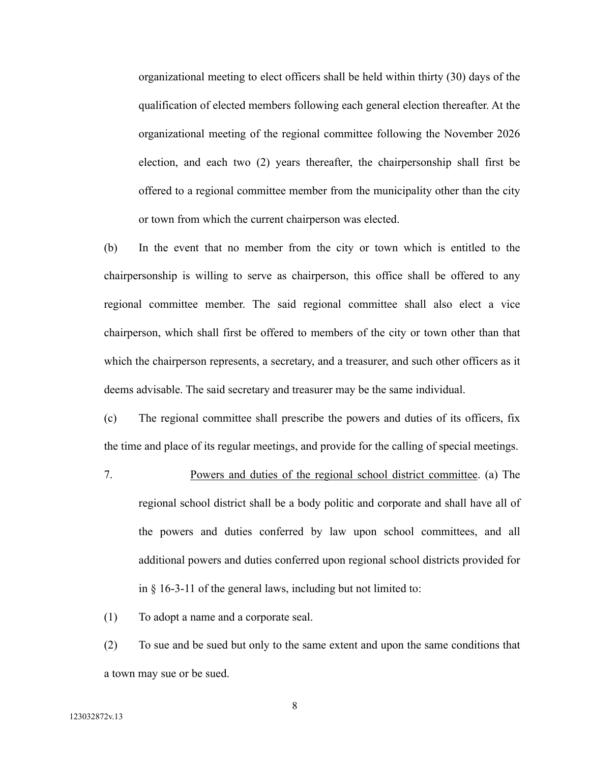organizational meeting to elect officers shall be held within thirty (30) days of the qualification of elected members following each general election thereafter. At the organizational meeting of the regional committee following the November 2026 election, and each two (2) years thereafter, the chairpersonship shall first be offered to a regional committee member from the municipality other than the city or town from which the current chairperson was elected.

(b) In the event that no member from the city or town which is entitled to the chairpersonship is willing to serve as chairperson, this office shall be offered to any regional committee member. The said regional committee shall also elect a vice chairperson, which shall first be offered to members of the city or town other than that which the chairperson represents, a secretary, and a treasurer, and such other officers as it deems advisable. The said secretary and treasurer may be the same individual.

(c) The regional committee shall prescribe the powers and duties of its officers, fix the time and place of its regular meetings, and provide for the calling of special meetings.

7. Powers and duties of the regional school district committee. (a) The regional school district shall be a body politic and corporate and shall have all of the powers and duties conferred by law upon school committees, and all additional powers and duties conferred upon regional school districts provided for in § 16-3-11 of the general laws, including but not limited to:

(1) To adopt a name and a corporate seal.

(2) To sue and be sued but only to the same extent and upon the same conditions that a town may sue or be sued.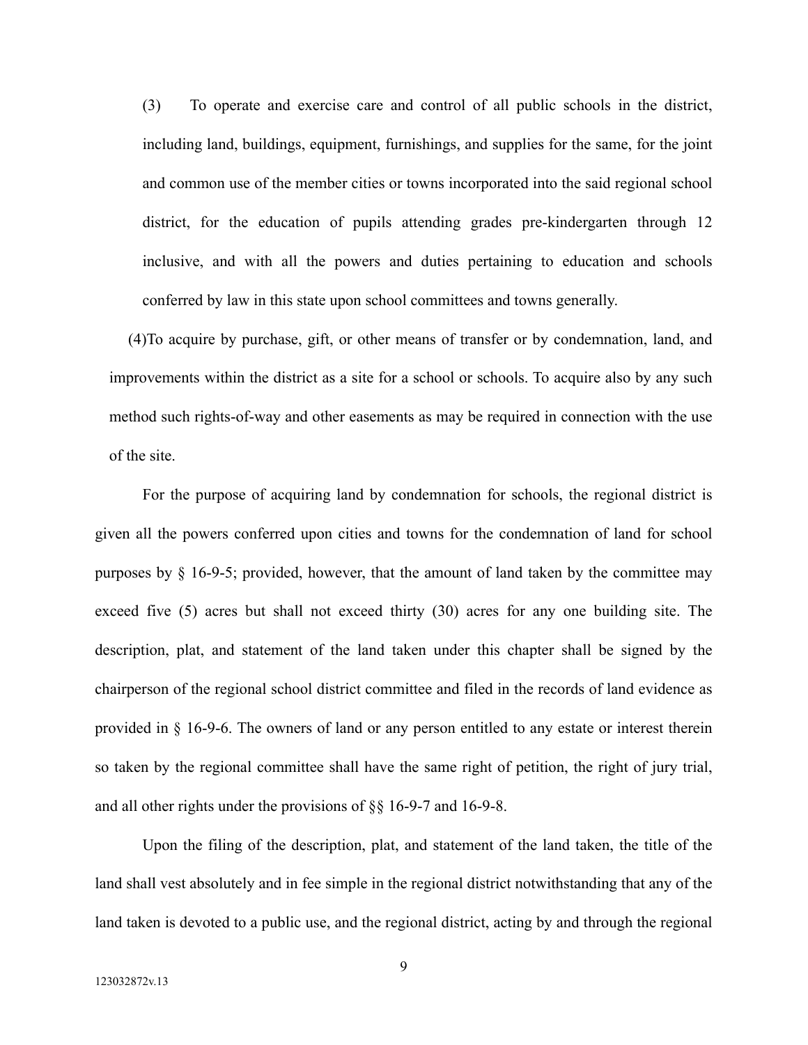(3) To operate and exercise care and control of all public schools in the district, including land, buildings, equipment, furnishings, and supplies for the same, for the joint and common use of the member cities or towns incorporated into the said regional school district, for the education of pupils attending grades pre-kindergarten through 12 inclusive, and with all the powers and duties pertaining to education and schools conferred by law in this state upon school committees and towns generally.

(4)To acquire by purchase, gift, or other means of transfer or by condemnation, land, and improvements within the district as a site for a school or schools. To acquire also by any such method such rights-of-way and other easements as may be required in connection with the use of the site.

For the purpose of acquiring land by condemnation for schools, the regional district is given all the powers conferred upon cities and towns for the condemnation of land for school purposes by § 16-9-5; provided, however, that the amount of land taken by the committee may exceed five (5) acres but shall not exceed thirty (30) acres for any one building site. The description, plat, and statement of the land taken under this chapter shall be signed by the chairperson of the regional school district committee and filed in the records of land evidence as provided in § 16-9-6. The owners of land or any person entitled to any estate or interest therein so taken by the regional committee shall have the same right of petition, the right of jury trial, and all other rights under the provisions of §§ 16-9-7 and 16-9-8.

Upon the filing of the description, plat, and statement of the land taken, the title of the land shall vest absolutely and in fee simple in the regional district notwithstanding that any of the land taken is devoted to a public use, and the regional district, acting by and through the regional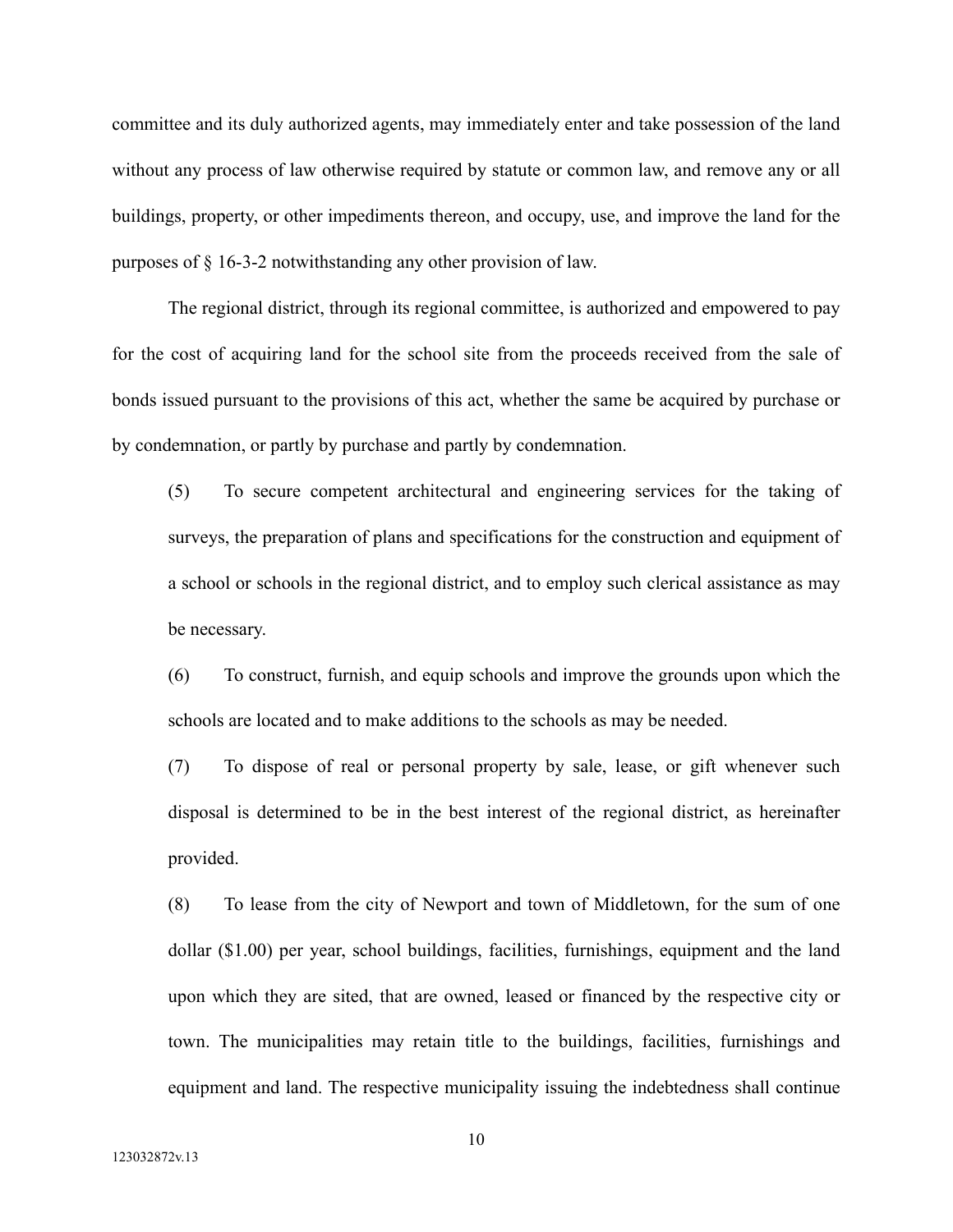committee and its duly authorized agents, may immediately enter and take possession of the land without any process of law otherwise required by statute or common law, and remove any or all buildings, property, or other impediments thereon, and occupy, use, and improve the land for the purposes of § 16-3-2 notwithstanding any other provision of law.

The regional district, through its regional committee, is authorized and empowered to pay for the cost of acquiring land for the school site from the proceeds received from the sale of bonds issued pursuant to the provisions of this act, whether the same be acquired by purchase or by condemnation, or partly by purchase and partly by condemnation.

(5) To secure competent architectural and engineering services for the taking of surveys, the preparation of plans and specifications for the construction and equipment of a school or schools in the regional district, and to employ such clerical assistance as may be necessary.

(6) To construct, furnish, and equip schools and improve the grounds upon which the schools are located and to make additions to the schools as may be needed.

(7) To dispose of real or personal property by sale, lease, or gift whenever such disposal is determined to be in the best interest of the regional district, as hereinafter provided.

(8) To lease from the city of Newport and town of Middletown, for the sum of one dollar ($1.00) per year, school buildings, facilities, furnishings, equipment and the land upon which they are sited, that are owned, leased or financed by the respective city or town. The municipalities may retain title to the buildings, facilities, furnishings and equipment and land. The respective municipality issuing the indebtedness shall continue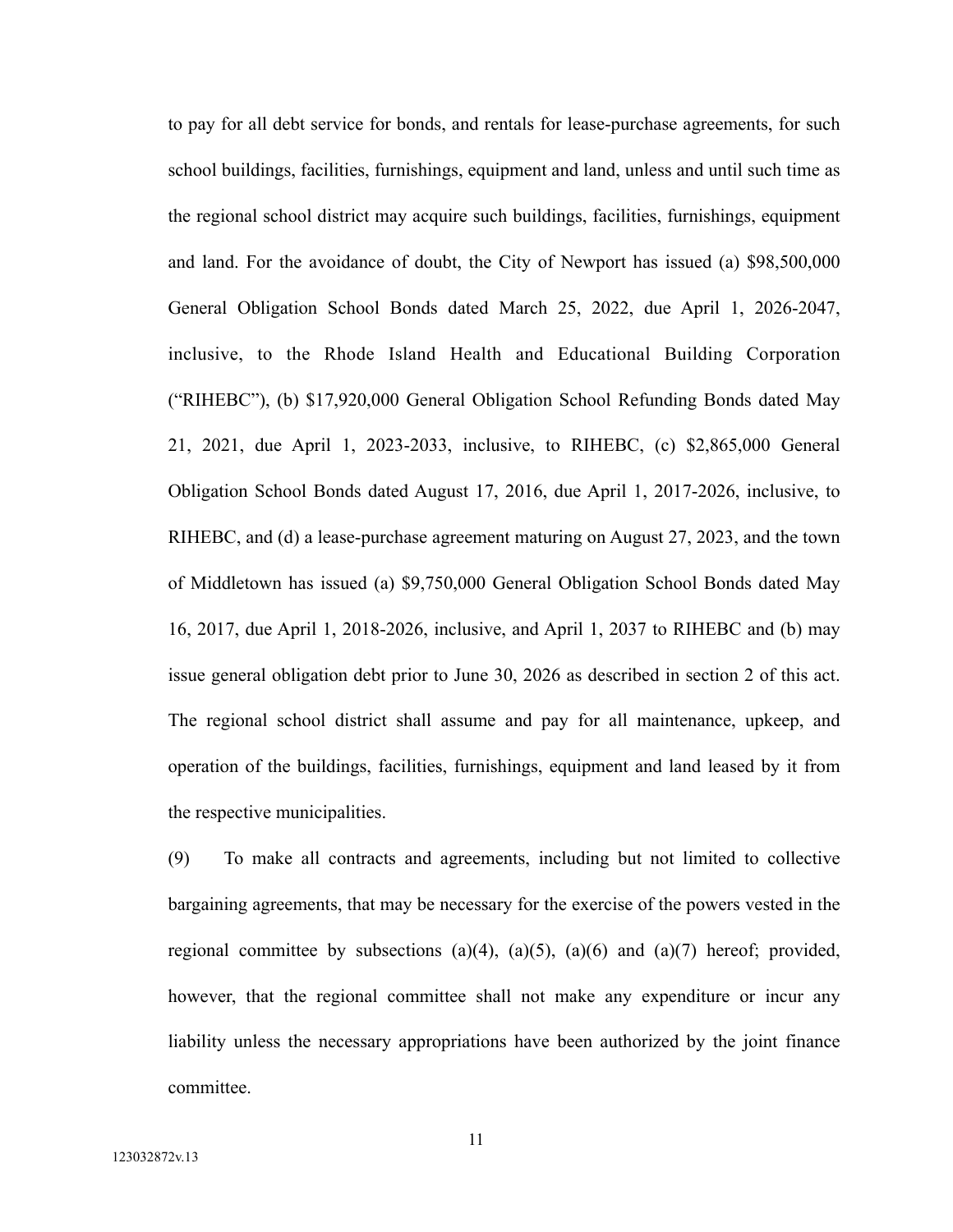to pay for all debt service for bonds, and rentals for lease-purchase agreements, for such school buildings, facilities, furnishings, equipment and land, unless and until such time as the regional school district may acquire such buildings, facilities, furnishings, equipment and land. For the avoidance of doubt, the City of Newport has issued (a) $98,500,000 General Obligation School Bonds dated March 25, 2022, due April 1, 2026-2047, inclusive, to the Rhode Island Health and Educational Building Corporation ("RIHEBC"), (b) $17,920,000 General Obligation School Refunding Bonds dated May 21, 2021, due April 1, 2023-2033, inclusive, to RIHEBC, (c) $2,865,000 General Obligation School Bonds dated August 17, 2016, due April 1, 2017-2026, inclusive, to RIHEBC, and (d) a lease-purchase agreement maturing on August 27, 2023, and the town of Middletown has issued (a) $9,750,000 General Obligation School Bonds dated May 16, 2017, due April 1, 2018-2026, inclusive, and April 1, 2037 to RIHEBC and (b) may issue general obligation debt prior to June 30, 2026 as described in section 2 of this act. The regional school district shall assume and pay for all maintenance, upkeep, and operation of the buildings, facilities, furnishings, equipment and land leased by it from the respective municipalities.

(9) To make all contracts and agreements, including but not limited to collective bargaining agreements, that may be necessary for the exercise of the powers vested in the regional committee by subsections (a)(4), (a)(5), (a)(6) and (a)(7) hereof; provided, however, that the regional committee shall not make any expenditure or incur any liability unless the necessary appropriations have been authorized by the joint finance committee.

123032872v.13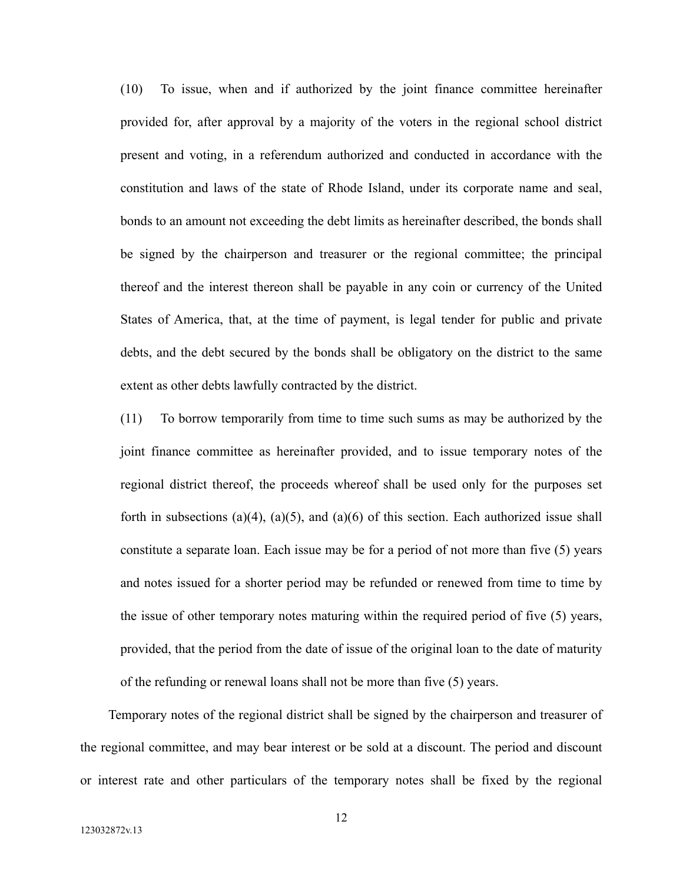(10) To issue, when and if authorized by the joint finance committee hereinafter provided for, after approval by a majority of the voters in the regional school district present and voting, in a referendum authorized and conducted in accordance with the constitution and laws of the state of Rhode Island, under its corporate name and seal, bonds to an amount not exceeding the debt limits as hereinafter described, the bonds shall be signed by the chairperson and treasurer or the regional committee; the principal thereof and the interest thereon shall be payable in any coin or currency of the United States of America, that, at the time of payment, is legal tender for public and private debts, and the debt secured by the bonds shall be obligatory on the district to the same extent as other debts lawfully contracted by the district.

(11) To borrow temporarily from time to time such sums as may be authorized by the joint finance committee as hereinafter provided, and to issue temporary notes of the regional district thereof, the proceeds whereof shall be used only for the purposes set forth in subsections (a)(4), (a)(5), and (a)(6) of this section. Each authorized issue shall constitute a separate loan. Each issue may be for a period of not more than five (5) years and notes issued for a shorter period may be refunded or renewed from time to time by the issue of other temporary notes maturing within the required period of five (5) years, provided, that the period from the date of issue of the original loan to the date of maturity of the refunding or renewal loans shall not be more than five (5) years.

Temporary notes of the regional district shall be signed by the chairperson and treasurer of the regional committee, and may bear interest or be sold at a discount. The period and discount or interest rate and other particulars of the temporary notes shall be fixed by the regional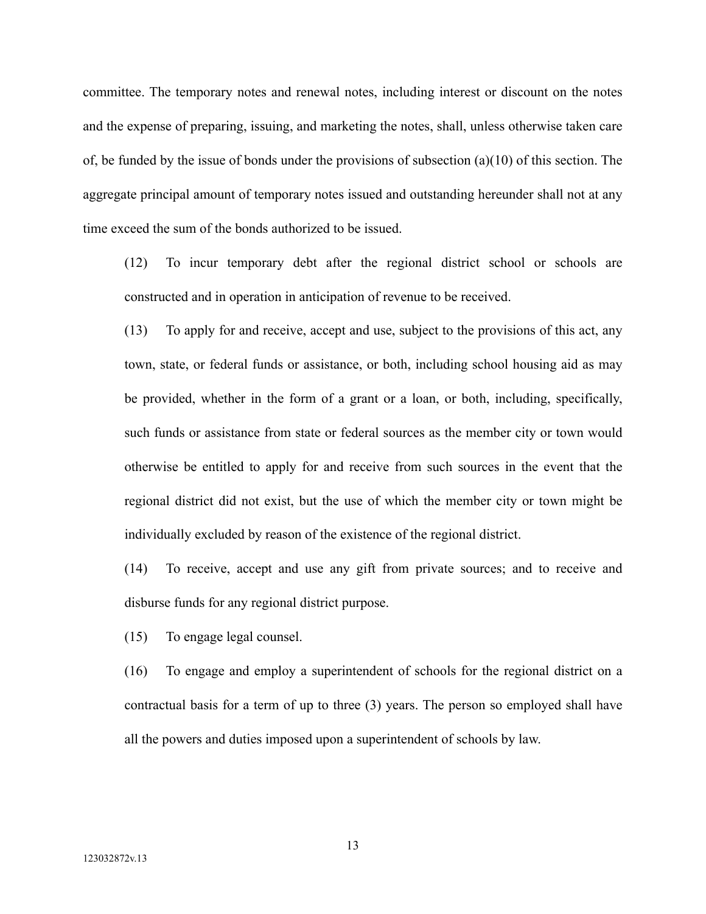committee. The temporary notes and renewal notes, including interest or discount on the notes and the expense of preparing, issuing, and marketing the notes, shall, unless otherwise taken care of, be funded by the issue of bonds under the provisions of subsection (a)(10) of this section. The aggregate principal amount of temporary notes issued and outstanding hereunder shall not at any time exceed the sum of the bonds authorized to be issued.

(12) To incur temporary debt after the regional district school or schools are constructed and in operation in anticipation of revenue to be received.

(13) To apply for and receive, accept and use, subject to the provisions of this act, any town, state, or federal funds or assistance, or both, including school housing aid as may be provided, whether in the form of a grant or a loan, or both, including, specifically, such funds or assistance from state or federal sources as the member city or town would otherwise be entitled to apply for and receive from such sources in the event that the regional district did not exist, but the use of which the member city or town might be individually excluded by reason of the existence of the regional district.

(14) To receive, accept and use any gift from private sources; and to receive and disburse funds for any regional district purpose.

(15) To engage legal counsel.

(16) To engage and employ a superintendent of schools for the regional district on a contractual basis for a term of up to three (3) years. The person so employed shall have all the powers and duties imposed upon a superintendent of schools by law.

123032872v.13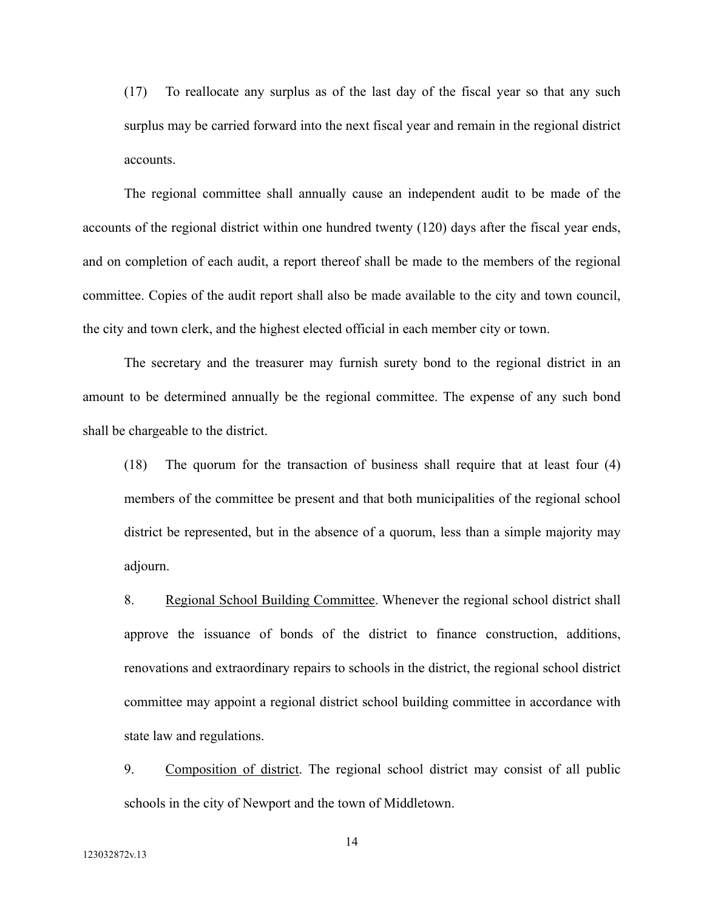(17) To reallocate any surplus as of the last day of the fiscal year so that any such surplus may be carried forward into the next fiscal year and remain in the regional district accounts.

The regional committee shall annually cause an independent audit to be made of the accounts of the regional district within one hundred twenty (120) days after the fiscal year ends, and on completion of each audit, a report thereof shall be made to the members of the regional committee. Copies of the audit report shall also be made available to the city and town council, the city and town clerk, and the highest elected official in each member city or town.

The secretary and the treasurer may furnish surety bond to the regional district in an amount to be determined annually be the regional committee. The expense of any such bond shall be chargeable to the district.

(18) The quorum for the transaction of business shall require that at least four (4) members of the committee be present and that both municipalities of the regional school district be represented, but in the absence of a quorum, less than a simple majority may adjourn.

8. <u>Regional School Building Committee</u>. Whenever the regional school district shall approve the issuance of bonds of the district to finance construction, additions, renovations and extraordinary repairs to schools in the district, the regional school district committee may appoint a regional district school building committee in accordance with state law and regulations.

9. <u>Composition of district</u>. The regional school district may consist of all public schools in the city of Newport and the town of Middletown.

123032872v.13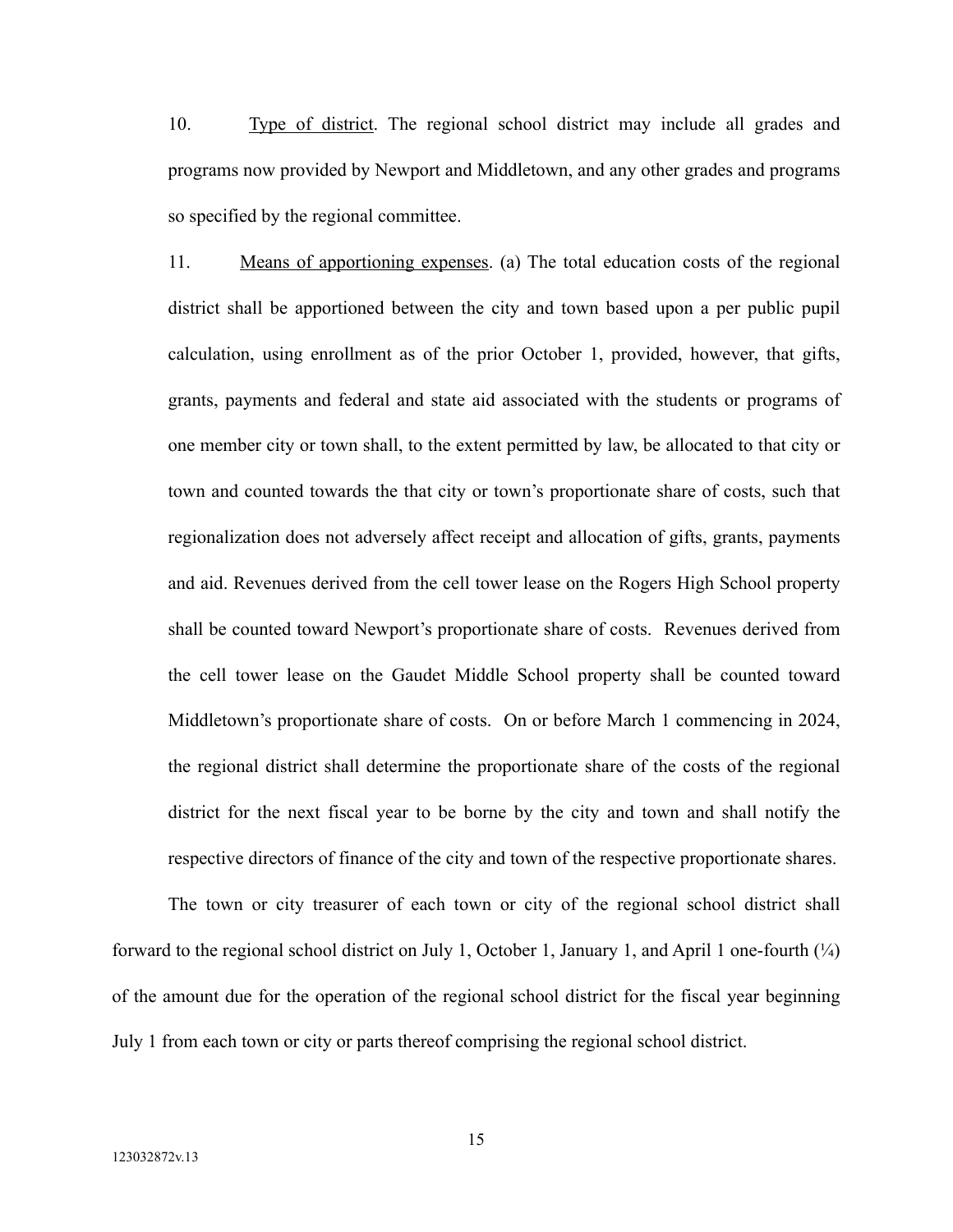10. Type of district. The regional school district may include all grades and programs now provided by Newport and Middletown, and any other grades and programs so specified by the regional committee.

11. Means of apportioning expenses. (a) The total education costs of the regional district shall be apportioned between the city and town based upon a per public pupil calculation, using enrollment as of the prior October 1, provided, however, that gifts, grants, payments and federal and state aid associated with the students or programs of one member city or town shall, to the extent permitted by law, be allocated to that city or town and counted towards the that city or town's proportionate share of costs, such that regionalization does not adversely affect receipt and allocation of gifts, grants, payments and aid. Revenues derived from the cell tower lease on the Rogers High School property shall be counted toward Newport's proportionate share of costs. Revenues derived from the cell tower lease on the Gaudet Middle School property shall be counted toward Middletown's proportionate share of costs. On or before March 1 commencing in 2024, the regional district shall determine the proportionate share of the costs of the regional district for the next fiscal year to be borne by the city and town and shall notify the respective directors of finance of the city and town of the respective proportionate shares.

The town or city treasurer of each town or city of the regional school district shall forward to the regional school district on July 1, October 1, January 1, and April 1 one-fourth (¼) of the amount due for the operation of the regional school district for the fiscal year beginning July 1 from each town or city or parts thereof comprising the regional school district.

123032872v.13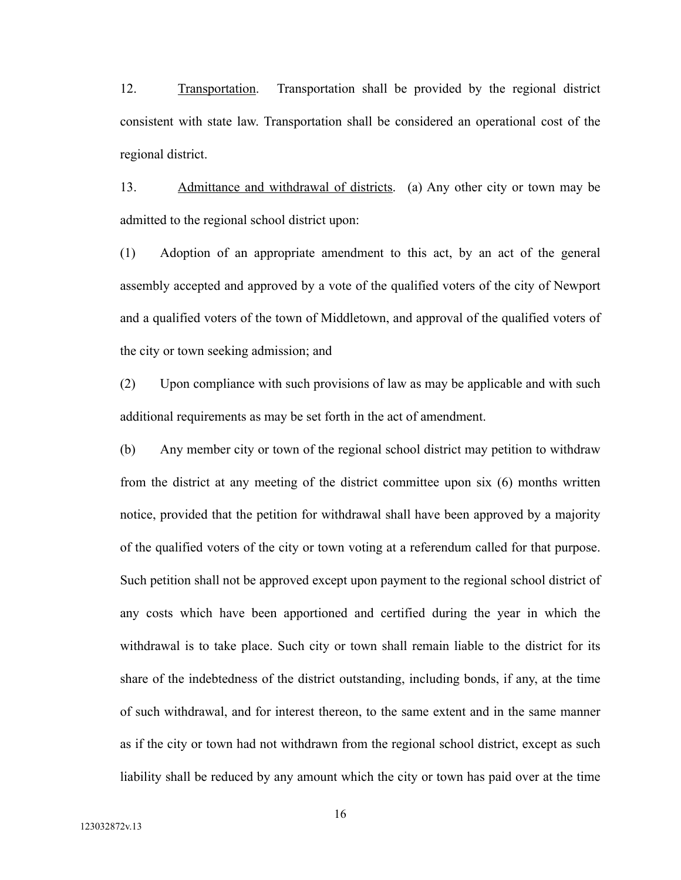12. Transportation. Transportation shall be provided by the regional district consistent with state law. Transportation shall be considered an operational cost of the regional district.

13. Admittance and withdrawal of districts. (a) Any other city or town may be admitted to the regional school district upon:

(1) Adoption of an appropriate amendment to this act, by an act of the general assembly accepted and approved by a vote of the qualified voters of the city of Newport and a qualified voters of the town of Middletown, and approval of the qualified voters of the city or town seeking admission; and

(2) Upon compliance with such provisions of law as may be applicable and with such additional requirements as may be set forth in the act of amendment.

(b) Any member city or town of the regional school district may petition to withdraw from the district at any meeting of the district committee upon six (6) months written notice, provided that the petition for withdrawal shall have been approved by a majority of the qualified voters of the city or town voting at a referendum called for that purpose. Such petition shall not be approved except upon payment to the regional school district of any costs which have been apportioned and certified during the year in which the withdrawal is to take place. Such city or town shall remain liable to the district for its share of the indebtedness of the district outstanding, including bonds, if any, at the time of such withdrawal, and for interest thereon, to the same extent and in the same manner as if the city or town had not withdrawn from the regional school district, except as such liability shall be reduced by any amount which the city or town has paid over at the time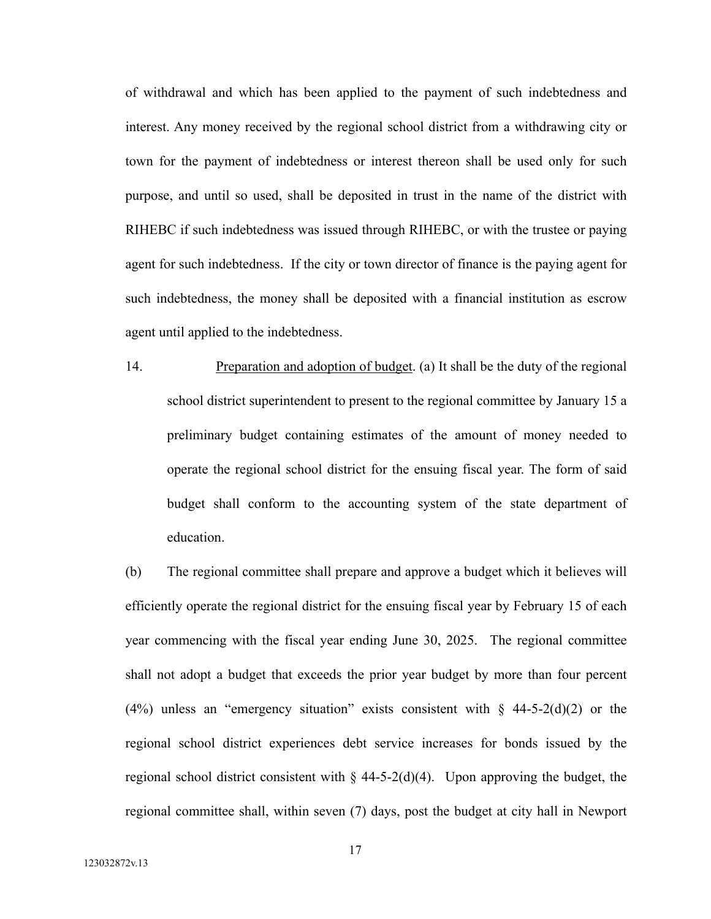of withdrawal and which has been applied to the payment of such indebtedness and interest. Any money received by the regional school district from a withdrawing city or town for the payment of indebtedness or interest thereon shall be used only for such purpose, and until so used, shall be deposited in trust in the name of the district with RIHEBC if such indebtedness was issued through RIHEBC, or with the trustee or paying agent for such indebtedness. If the city or town director of finance is the paying agent for such indebtedness, the money shall be deposited with a financial institution as escrow agent until applied to the indebtedness.

14. Preparation and adoption of budget. (a) It shall be the duty of the regional school district superintendent to present to the regional committee by January 15 a preliminary budget containing estimates of the amount of money needed to operate the regional school district for the ensuing fiscal year. The form of said budget shall conform to the accounting system of the state department of education.

(b) The regional committee shall prepare and approve a budget which it believes will efficiently operate the regional district for the ensuing fiscal year by February 15 of each year commencing with the fiscal year ending June 30, 2025. The regional committee shall not adopt a budget that exceeds the prior year budget by more than four percent (4%) unless an "emergency situation" exists consistent with § 44-5-2(d)(2) or the regional school district experiences debt service increases for bonds issued by the regional school district consistent with § 44-5-2(d)(4). Upon approving the budget, the regional committee shall, within seven (7) days, post the budget at city hall in Newport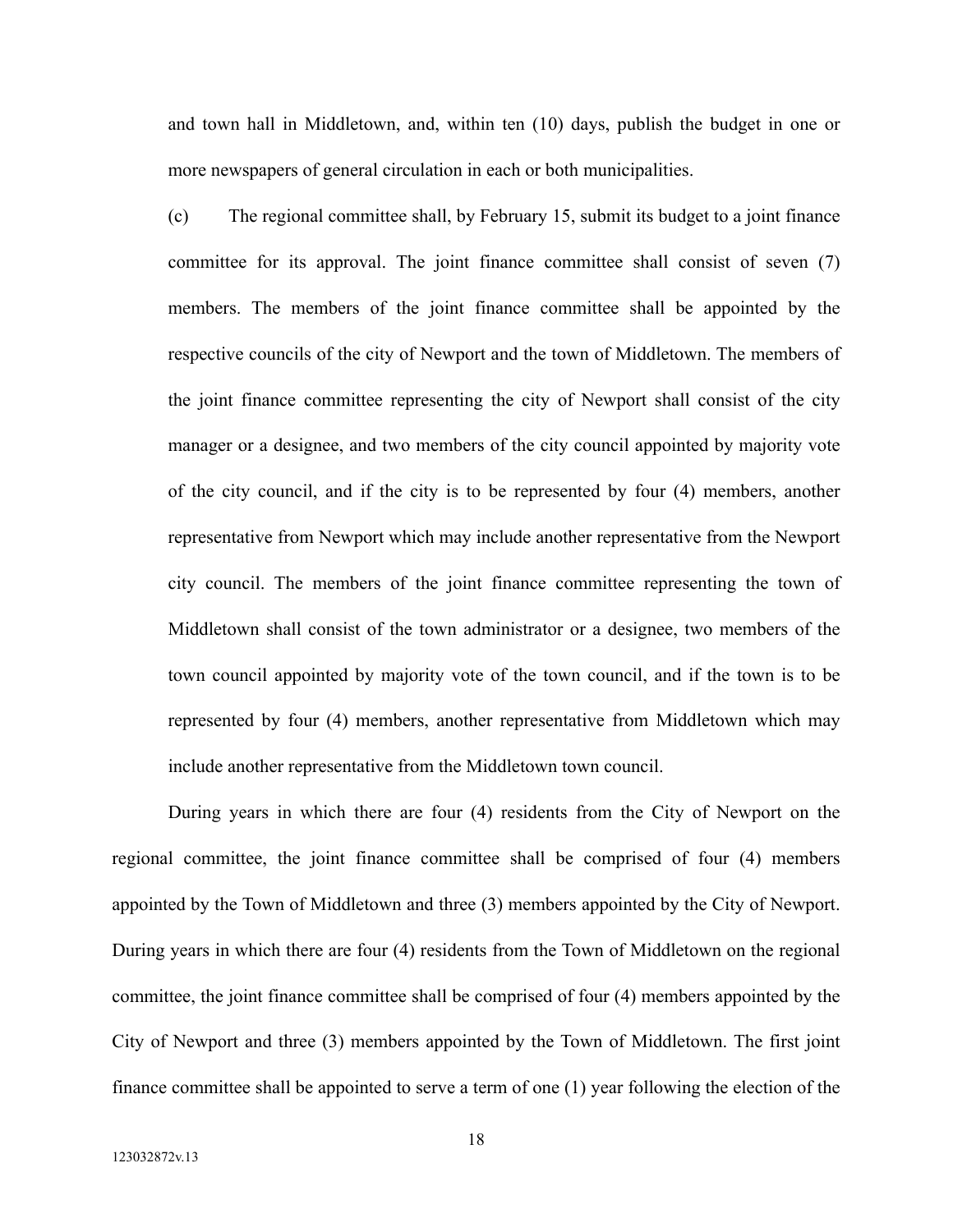and town hall in Middletown, and, within ten (10) days, publish the budget in one or more newspapers of general circulation in each or both municipalities.

(c) The regional committee shall, by February 15, submit its budget to a joint finance committee for its approval. The joint finance committee shall consist of seven (7) members. The members of the joint finance committee shall be appointed by the respective councils of the city of Newport and the town of Middletown. The members of the joint finance committee representing the city of Newport shall consist of the city manager or a designee, and two members of the city council appointed by majority vote of the city council, and if the city is to be represented by four (4) members, another representative from Newport which may include another representative from the Newport city council. The members of the joint finance committee representing the town of Middletown shall consist of the town administrator or a designee, two members of the town council appointed by majority vote of the town council, and if the town is to be represented by four (4) members, another representative from Middletown which may include another representative from the Middletown town council.

During years in which there are four (4) residents from the City of Newport on the regional committee, the joint finance committee shall be comprised of four (4) members appointed by the Town of Middletown and three (3) members appointed by the City of Newport. During years in which there are four (4) residents from the Town of Middletown on the regional committee, the joint finance committee shall be comprised of four (4) members appointed by the City of Newport and three (3) members appointed by the Town of Middletown. The first joint finance committee shall be appointed to serve a term of one (1) year following the election of the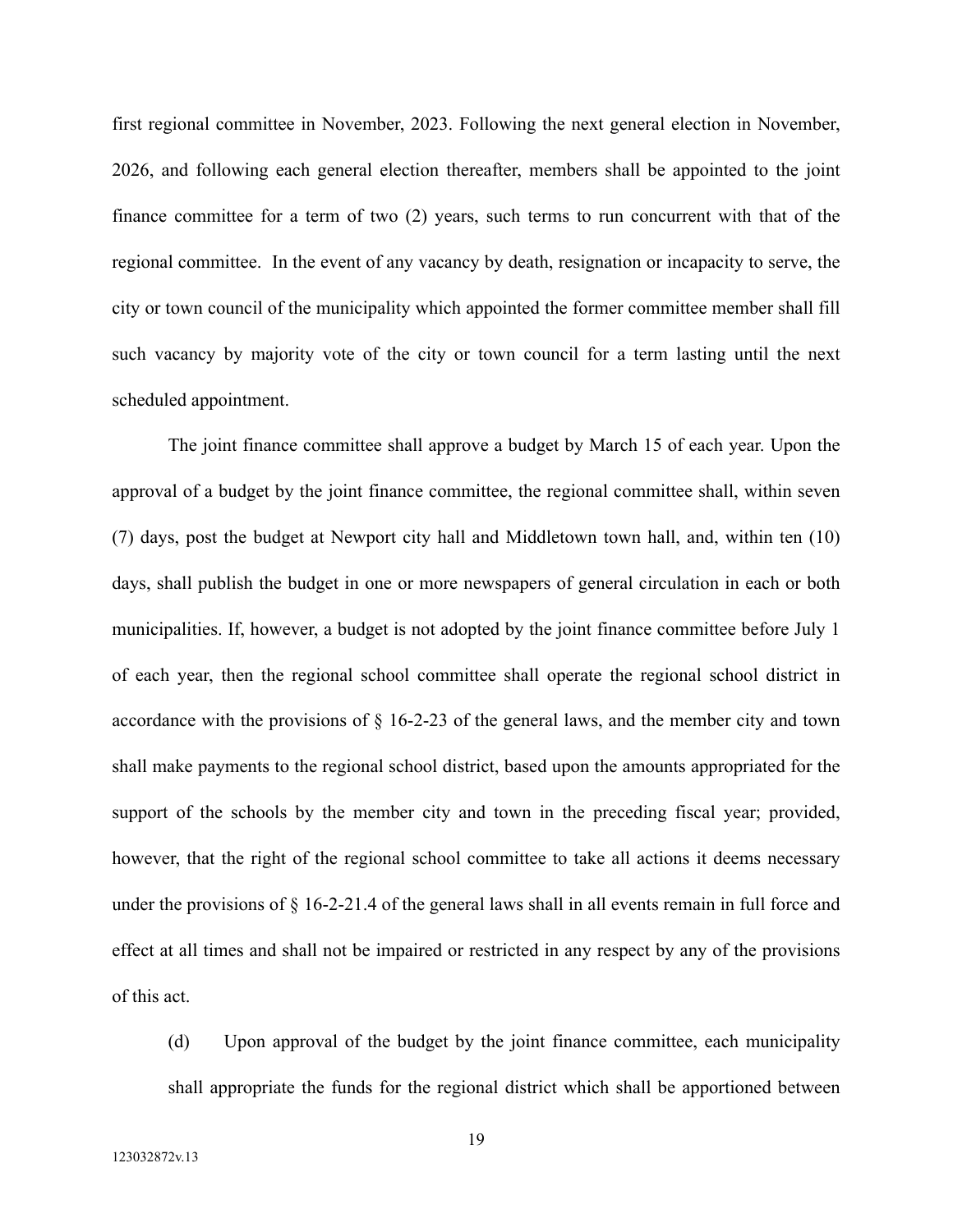first regional committee in November, 2023. Following the next general election in November, 2026, and following each general election thereafter, members shall be appointed to the joint finance committee for a term of two (2) years, such terms to run concurrent with that of the regional committee. In the event of any vacancy by death, resignation or incapacity to serve, the city or town council of the municipality which appointed the former committee member shall fill such vacancy by majority vote of the city or town council for a term lasting until the next scheduled appointment.

The joint finance committee shall approve a budget by March 15 of each year. Upon the approval of a budget by the joint finance committee, the regional committee shall, within seven (7) days, post the budget at Newport city hall and Middletown town hall, and, within ten (10) days, shall publish the budget in one or more newspapers of general circulation in each or both municipalities. If, however, a budget is not adopted by the joint finance committee before July 1 of each year, then the regional school committee shall operate the regional school district in accordance with the provisions of § 16-2-23 of the general laws, and the member city and town shall make payments to the regional school district, based upon the amounts appropriated for the support of the schools by the member city and town in the preceding fiscal year; provided, however, that the right of the regional school committee to take all actions it deems necessary under the provisions of § 16-2-21.4 of the general laws shall in all events remain in full force and effect at all times and shall not be impaired or restricted in any respect by any of the provisions of this act.

(d) Upon approval of the budget by the joint finance committee, each municipality shall appropriate the funds for the regional district which shall be apportioned between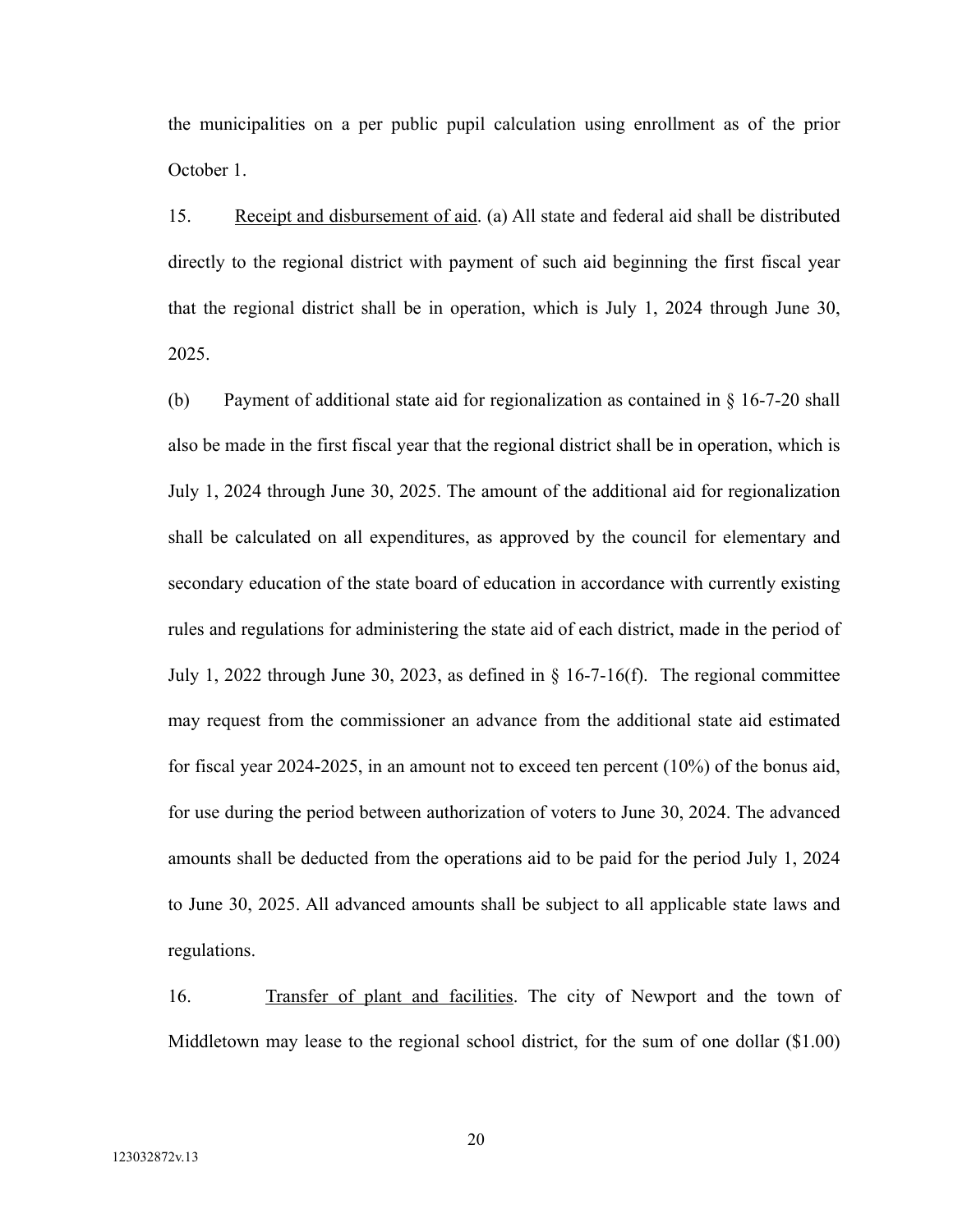the municipalities on a per public pupil calculation using enrollment as of the prior October 1.

15. Receipt and disbursement of aid. (a) All state and federal aid shall be distributed directly to the regional district with payment of such aid beginning the first fiscal year that the regional district shall be in operation, which is July 1, 2024 through June 30, 2025.

(b) Payment of additional state aid for regionalization as contained in § 16-7-20 shall also be made in the first fiscal year that the regional district shall be in operation, which is July 1, 2024 through June 30, 2025. The amount of the additional aid for regionalization shall be calculated on all expenditures, as approved by the council for elementary and secondary education of the state board of education in accordance with currently existing rules and regulations for administering the state aid of each district, made in the period of July 1, 2022 through June 30, 2023, as defined in § 16-7-16(f). The regional committee may request from the commissioner an advance from the additional state aid estimated for fiscal year 2024-2025, in an amount not to exceed ten percent (10%) of the bonus aid, for use during the period between authorization of voters to June 30, 2024. The advanced amounts shall be deducted from the operations aid to be paid for the period July 1, 2024 to June 30, 2025. All advanced amounts shall be subject to all applicable state laws and regulations.

16. Transfer of plant and facilities. The city of Newport and the town of Middletown may lease to the regional school district, for the sum of one dollar ($1.00)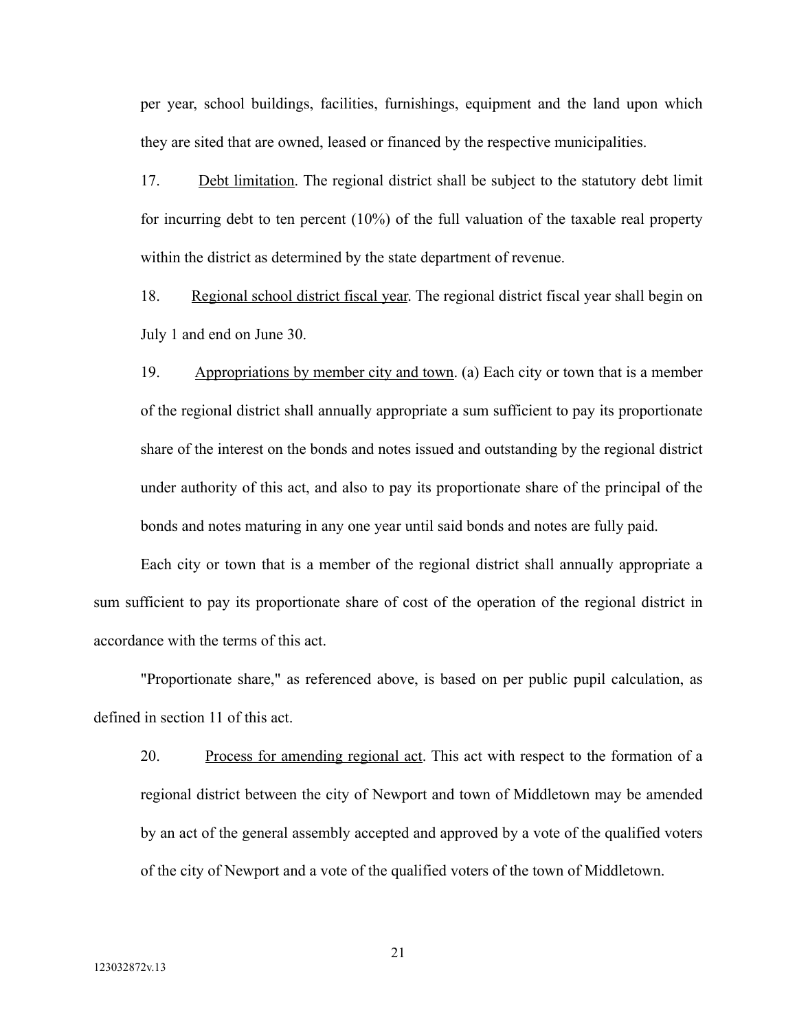per year, school buildings, facilities, furnishings, equipment and the land upon which they are sited that are owned, leased or financed by the respective municipalities.

17. Debt limitation. The regional district shall be subject to the statutory debt limit for incurring debt to ten percent (10%) of the full valuation of the taxable real property within the district as determined by the state department of revenue.

18. Regional school district fiscal year. The regional district fiscal year shall begin on July 1 and end on June 30.

19. Appropriations by member city and town. (a) Each city or town that is a member of the regional district shall annually appropriate a sum sufficient to pay its proportionate share of the interest on the bonds and notes issued and outstanding by the regional district under authority of this act, and also to pay its proportionate share of the principal of the bonds and notes maturing in any one year until said bonds and notes are fully paid.

Each city or town that is a member of the regional district shall annually appropriate a sum sufficient to pay its proportionate share of cost of the operation of the regional district in accordance with the terms of this act.

"Proportionate share," as referenced above, is based on per public pupil calculation, as defined in section 11 of this act.

20. Process for amending regional act. This act with respect to the formation of a regional district between the city of Newport and town of Middletown may be amended by an act of the general assembly accepted and approved by a vote of the qualified voters of the city of Newport and a vote of the qualified voters of the town of Middletown.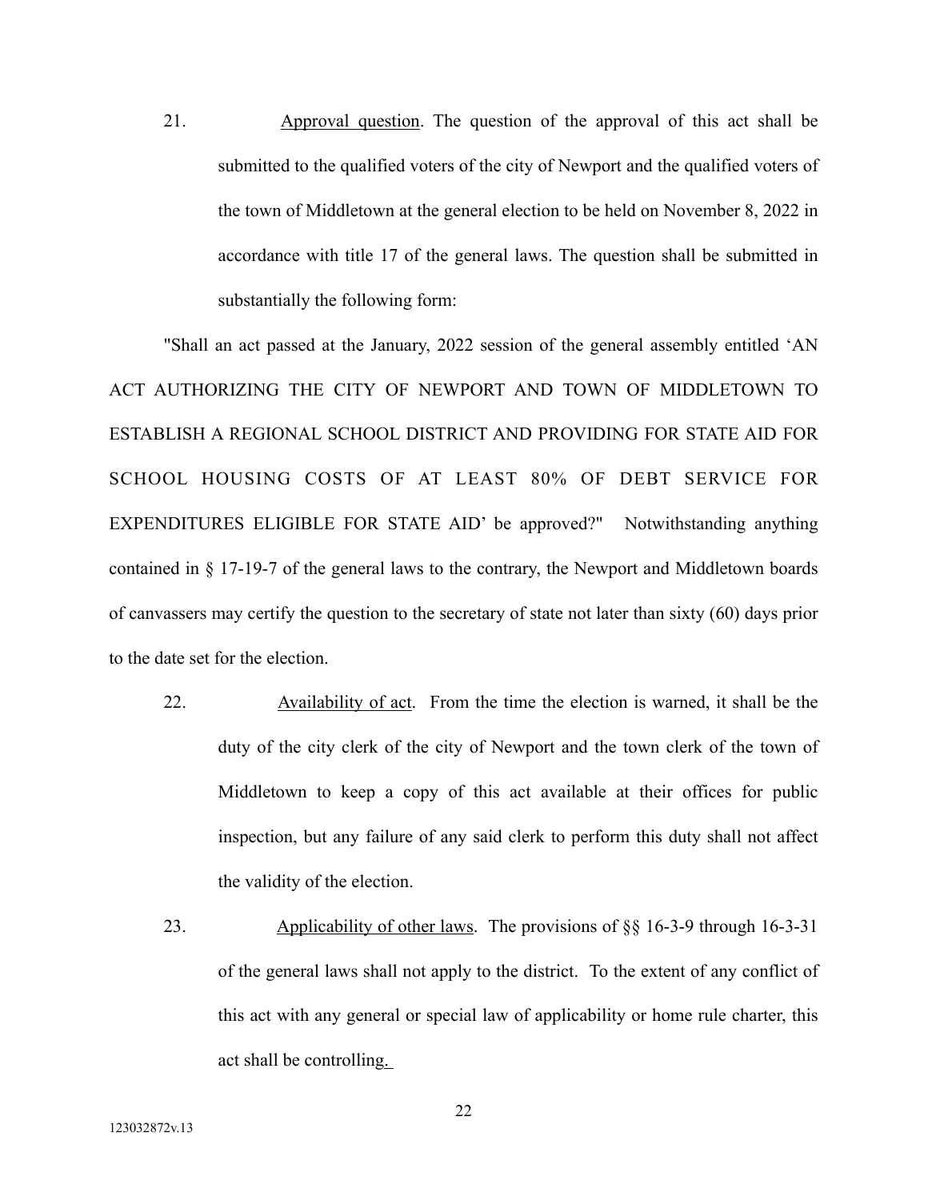21. Approval question. The question of the approval of this act shall be submitted to the qualified voters of the city of Newport and the qualified voters of the town of Middletown at the general election to be held on November 8, 2022 in accordance with title 17 of the general laws. The question shall be submitted in substantially the following form:

"Shall an act passed at the January, 2022 session of the general assembly entitled 'AN ACT AUTHORIZING THE CITY OF NEWPORT AND TOWN OF MIDDLETOWN TO ESTABLISH A REGIONAL SCHOOL DISTRICT AND PROVIDING FOR STATE AID FOR SCHOOL HOUSING COSTS OF AT LEAST 80% OF DEBT SERVICE FOR EXPENDITURES ELIGIBLE FOR STATE AID' be approved?" Notwithstanding anything contained in § 17-19-7 of the general laws to the contrary, the Newport and Middletown boards of canvassers may certify the question to the secretary of state not later than sixty (60) days prior to the date set for the election.

22. Availability of act. From the time the election is warned, it shall be the duty of the city clerk of the city of Newport and the town clerk of the town of Middletown to keep a copy of this act available at their offices for public inspection, but any failure of any said clerk to perform this duty shall not affect the validity of the election.

23. Applicability of other laws. The provisions of §§ 16-3-9 through 16-3-31 of the general laws shall not apply to the district. To the extent of any conflict of this act with any general or special law of applicability or home rule charter, this act shall be controlling.

123032872v.13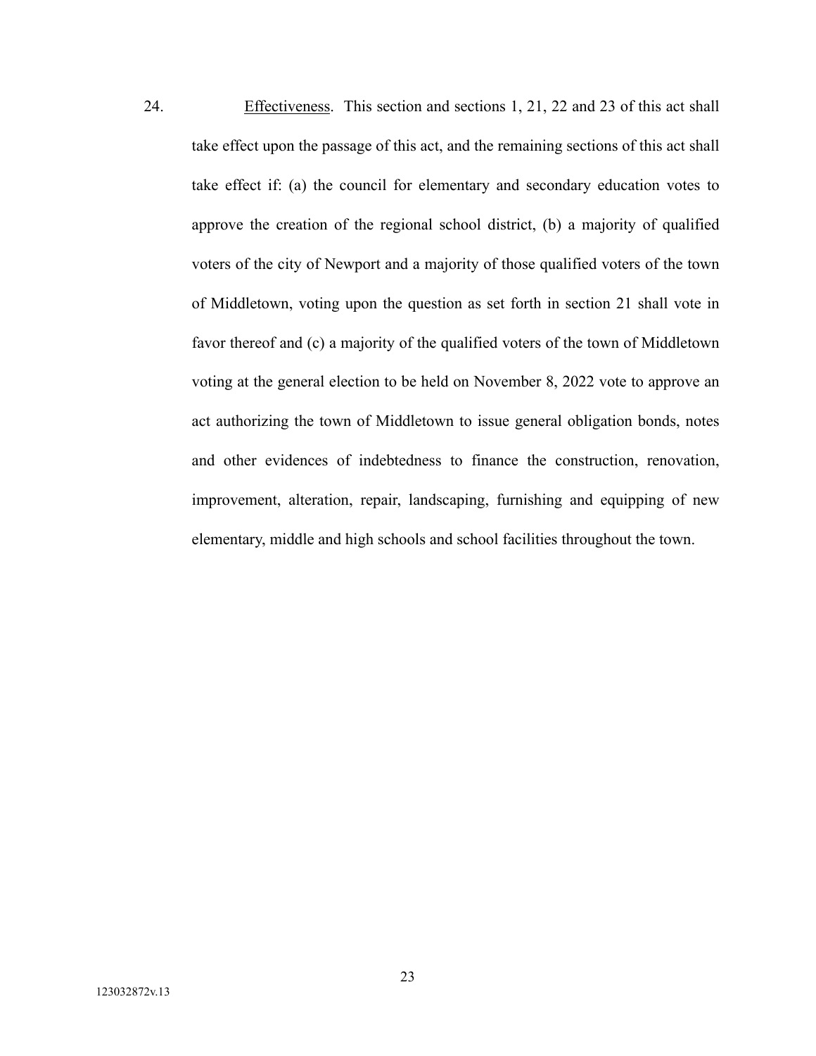24. Effectiveness. This section and sections 1, 21, 22 and 23 of this act shall take effect upon the passage of this act, and the remaining sections of this act shall take effect if: (a) the council for elementary and secondary education votes to approve the creation of the regional school district, (b) a majority of qualified voters of the city of Newport and a majority of those qualified voters of the town of Middletown, voting upon the question as set forth in section 21 shall vote in favor thereof and (c) a majority of the qualified voters of the town of Middletown voting at the general election to be held on November 8, 2022 vote to approve an act authorizing the town of Middletown to issue general obligation bonds, notes and other evidences of indebtedness to finance the construction, renovation, improvement, alteration, repair, landscaping, furnishing and equipping of new elementary, middle and high schools and school facilities throughout the town.

123032872v.13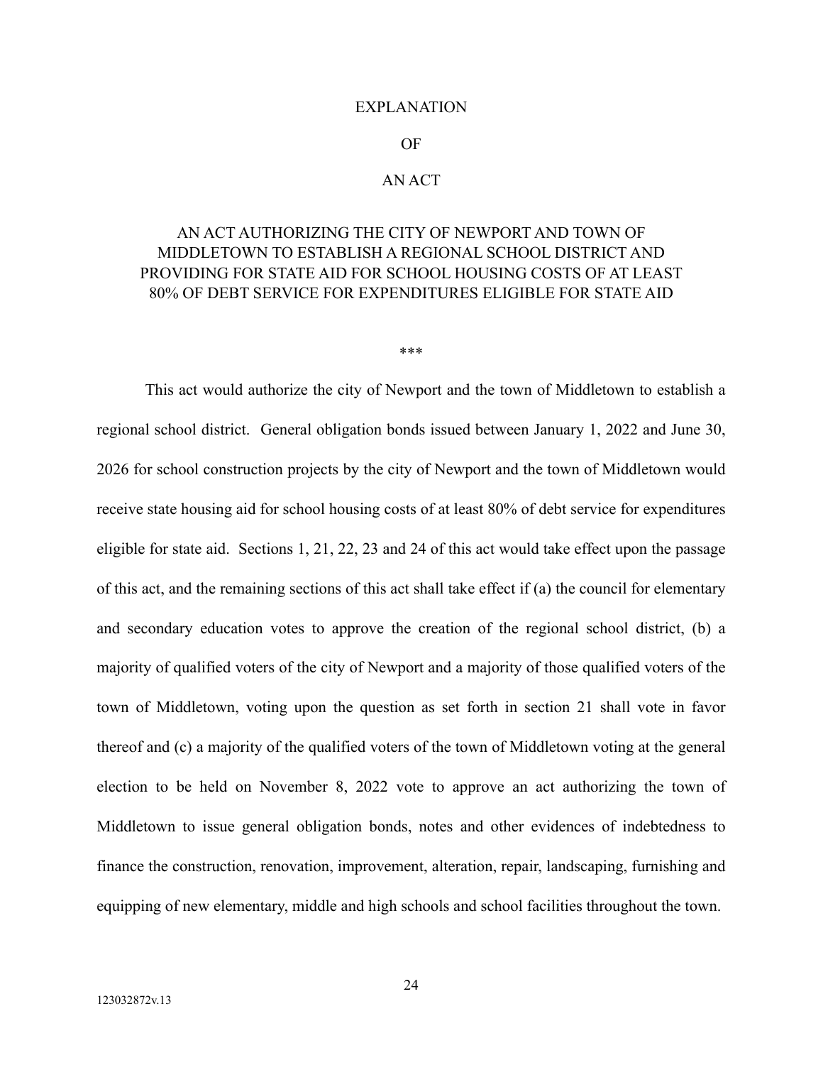# EXPLANATION

# OF

# AN ACT

## AN ACT AUTHORIZING THE CITY OF NEWPORT AND TOWN OF MIDDLETOWN TO ESTABLISH A REGIONAL SCHOOL DISTRICT AND PROVIDING FOR STATE AID FOR SCHOOL HOUSING COSTS OF AT LEAST 80% OF DEBT SERVICE FOR EXPENDITURES ELIGIBLE FOR STATE AID

***

This act would authorize the city of Newport and the town of Middletown to establish a regional school district. General obligation bonds issued between January 1, 2022 and June 30, 2026 for school construction projects by the city of Newport and the town of Middletown would receive state housing aid for school housing costs of at least 80% of debt service for expenditures eligible for state aid. Sections 1, 21, 22, 23 and 24 of this act would take effect upon the passage of this act, and the remaining sections of this act shall take effect if (a) the council for elementary and secondary education votes to approve the creation of the regional school district, (b) a majority of qualified voters of the city of Newport and a majority of those qualified voters of the town of Middletown, voting upon the question as set forth in section 21 shall vote in favor thereof and (c) a majority of the qualified voters of the town of Middletown voting at the general election to be held on November 8, 2022 vote to approve an act authorizing the town of Middletown to issue general obligation bonds, notes and other evidences of indebtedness to finance the construction, renovation, improvement, alteration, repair, landscaping, furnishing and equipping of new elementary, middle and high schools and school facilities throughout the town.

123032872v.13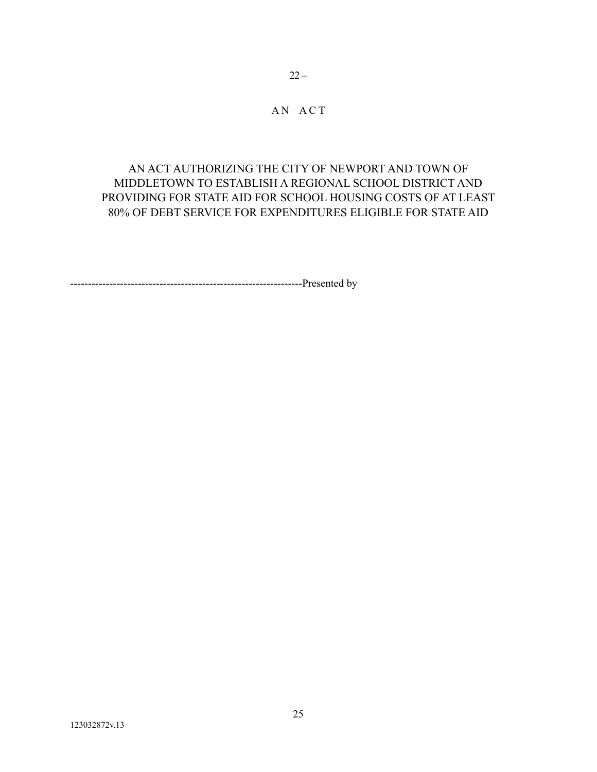22 –

A N   A C T

AN ACT AUTHORIZING THE CITY OF NEWPORT AND TOWN OF MIDDLETOWN TO ESTABLISH A REGIONAL SCHOOL DISTRICT AND PROVIDING FOR STATE AID FOR SCHOOL HOUSING COSTS OF AT LEAST 80% OF DEBT SERVICE FOR EXPENDITURES ELIGIBLE FOR STATE AID

-----------------------------------------------------------------Presented by

123032872v.13